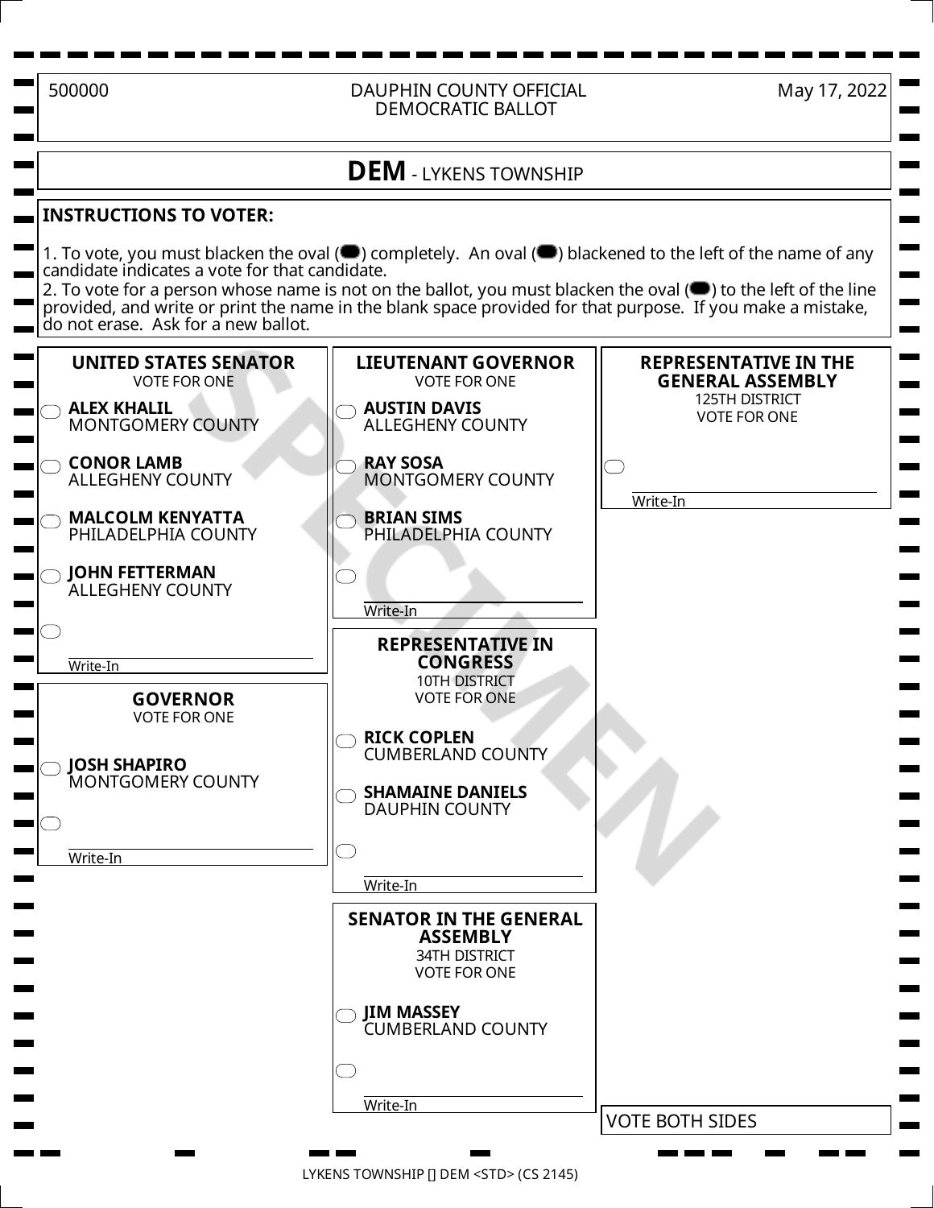500000

DAUPHIN COUNTY OFFICIAL
DEMOCRATIC BALLOT

May 17, 2022

# DEM - LYKENS TOWNSHIP

**INSTRUCTIONS TO VOTER:**

1. To vote, you must blacken the oval (⬬) completely. An oval (⬬) blackened to the left of the name of any candidate indicates a vote for that candidate.
2. To vote for a person whose name is not on the ballot, you must blacken the oval (⬬) to the left of the line provided, and write or print the name in the blank space provided for that purpose. If you make a mistake, do not erase. Ask for a new ballot.

## UNITED STATES SENATOR
VOTE FOR ONE

- ⬭ **ALEX KHALIL** MONTGOMERY COUNTY
- ⬭ **CONOR LAMB** ALLEGHENY COUNTY
- ⬭ **MALCOLM KENYATTA** PHILADELPHIA COUNTY
- ⬭ **JOHN FETTERMAN** ALLEGHENY COUNTY
- ⬭ ____________ Write-In

## GOVERNOR
VOTE FOR ONE

- ⬭ **JOSH SHAPIRO** MONTGOMERY COUNTY
- ⬭ ____________ Write-In

## LIEUTENANT GOVERNOR
VOTE FOR ONE

- ⬭ **AUSTIN DAVIS** ALLEGHENY COUNTY
- ⬭ **RAY SOSA** MONTGOMERY COUNTY
- ⬭ **BRIAN SIMS** PHILADELPHIA COUNTY
- ⬭ ____________ Write-In

## REPRESENTATIVE IN CONGRESS
10TH DISTRICT
VOTE FOR ONE

- ⬭ **RICK COPLEN** CUMBERLAND COUNTY
- ⬭ **SHAMAINE DANIELS** DAUPHIN COUNTY
- ⬭ ____________ Write-In

## SENATOR IN THE GENERAL ASSEMBLY
34TH DISTRICT
VOTE FOR ONE

- ⬭ **JIM MASSEY** CUMBERLAND COUNTY
- ⬭ ____________ Write-In

## REPRESENTATIVE IN THE GENERAL ASSEMBLY
125TH DISTRICT
VOTE FOR ONE

- ⬭ ____________ Write-In

VOTE BOTH SIDES

LYKENS TOWNSHIP [] DEM <STD> (CS 2145)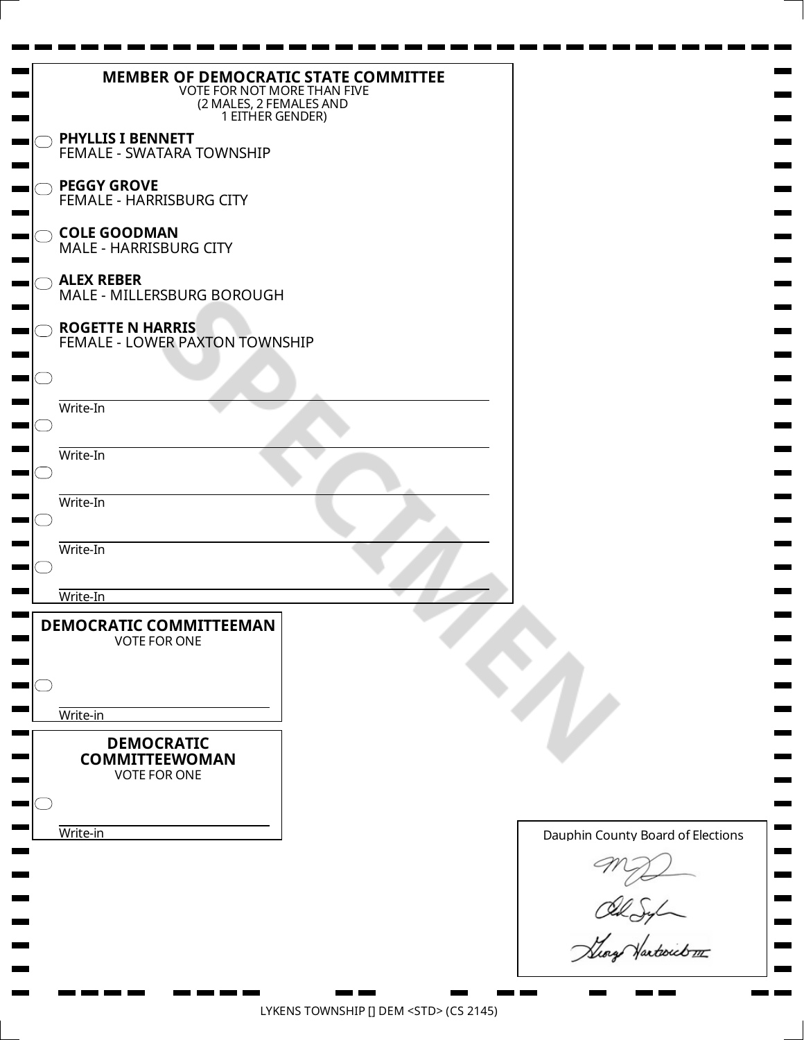## MEMBER OF DEMOCRATIC STATE COMMITTEE

VOTE FOR NOT MORE THAN FIVE
(2 MALES, 2 FEMALES AND
1 EITHER GENDER)

- **PHYLLIS I BENNETT**
  FEMALE - SWATARA TOWNSHIP
- **PEGGY GROVE**
  FEMALE - HARRISBURG CITY
- **COLE GOODMAN**
  MALE - HARRISBURG CITY
- **ALEX REBER**
  MALE - MILLERSBURG BOROUGH
- **ROGETTE N HARRIS**
  FEMALE - LOWER PAXTON TOWNSHIP
- Write-In
- Write-In
- Write-In
- Write-In
- Write-In

## DEMOCRATIC COMMITTEEMAN

VOTE FOR ONE

- Write-in

## DEMOCRATIC COMMITTEEWOMAN

VOTE FOR ONE

- Write-in

SPECIMEN

Dauphin County Board of Elections

LYKENS TOWNSHIP [] DEM <STD> (CS 2145)